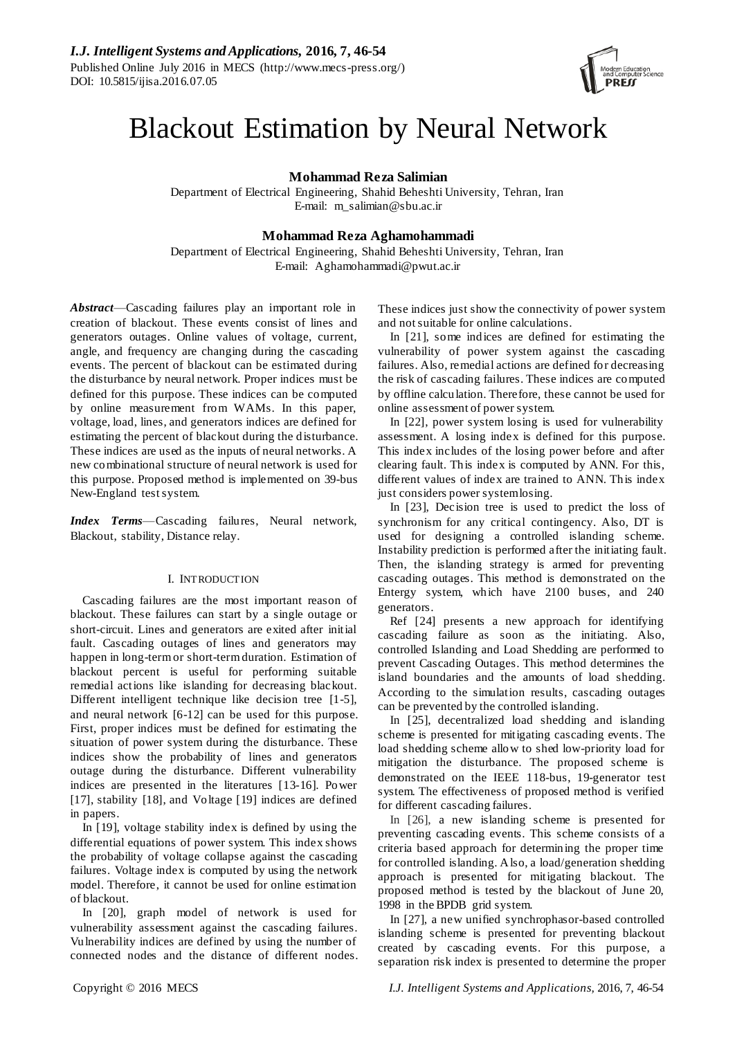# Blackout Estimation by Neural Network

**Mohammad Reza Salimian**
Department of Electrical Engineering, Shahid Beheshti University, Tehran, Iran
E-mail: m_salimian@sbu.ac.ir

**Mohammad Reza Aghamohammadi**
Department of Electrical Engineering, Shahid Beheshti University, Tehran, Iran
E-mail: Aghamohammadi@pwut.ac.ir

***Abstract***—Cascading failures play an important role in creation of blackout. These events consist of lines and generators outages. Online values of voltage, current, angle, and frequency are changing during the cascading events. The percent of blackout can be estimated during the disturbance by neural network. Proper indices must be defined for this purpose. These indices can be computed by online measurement from WAMs. In this paper, voltage, load, lines, and generators indices are defined for estimating the percent of blackout during the disturbance. These indices are used as the inputs of neural networks. A new combinational structure of neural network is used for this purpose. Proposed method is implemented on 39-bus New-England test system.

***Index Terms***—Cascading failures, Neural network, Blackout, stability, Distance relay.

## I. Introduction

Cascading failures are the most important reason of blackout. These failures can start by a single outage or short-circuit. Lines and generators are exited after initial fault. Cascading outages of lines and generators may happen in long-term or short-term duration. Estimation of blackout percent is useful for performing suitable remedial actions like islanding for decreasing blackout. Different intelligent technique like decision tree [1-5], and neural network [6-12] can be used for this purpose. First, proper indices must be defined for estimating the situation of power system during the disturbance. These indices show the probability of lines and generators outage during the disturbance. Different vulnerability indices are presented in the literatures [13-16]. Power [17], stability [18], and Voltage [19] indices are defined in papers.

In [19], voltage stability index is defined by using the differential equations of power system. This index shows the probability of voltage collapse against the cascading failures. Voltage index is computed by using the network model. Therefore, it cannot be used for online estimation of blackout.

In [20], graph model of network is used for vulnerability assessment against the cascading failures. Vulnerability indices are defined by using the number of connected nodes and the distance of different nodes. These indices just show the connectivity of power system and not suitable for online calculations.

In [21], some indices are defined for estimating the vulnerability of power system against the cascading failures. Also, remedial actions are defined for decreasing the risk of cascading failures. These indices are computed by offline calculation. Therefore, these cannot be used for online assessment of power system.

In [22], power system losing is used for vulnerability assessment. A losing index is defined for this purpose. This index includes of the losing power before and after clearing fault. This index is computed by ANN. For this, different values of index are trained to ANN. This index just considers power system losing.

In [23], Decision tree is used to predict the loss of synchronism for any critical contingency. Also, DT is used for designing a controlled islanding scheme. Instability prediction is performed after the initiating fault. Then, the islanding strategy is armed for preventing cascading outages. This method is demonstrated on the Entergy system, which have 2100 buses, and 240 generators.

Ref [24] presents a new approach for identifying cascading failure as soon as the initiating. Also, controlled Islanding and Load Shedding are performed to prevent Cascading Outages. This method determines the island boundaries and the amounts of load shedding. According to the simulation results, cascading outages can be prevented by the controlled islanding.

In [25], decentralized load shedding and islanding scheme is presented for mitigating cascading events. The load shedding scheme allow to shed low-priority load for mitigation the disturbance. The proposed scheme is demonstrated on the IEEE 118-bus, 19-generator test system. The effectiveness of proposed method is verified for different cascading failures.

In [26], a new islanding scheme is presented for preventing cascading events. This scheme consists of a criteria based approach for determining the proper time for controlled islanding. Also, a load/generation shedding approach is presented for mitigating blackout. The proposed method is tested by the blackout of June 20, 1998 in the BPDB grid system.

In [27], a new unified synchrophasor-based controlled islanding scheme is presented for preventing blackout created by cascading events. For this purpose, a separation risk index is presented to determine the proper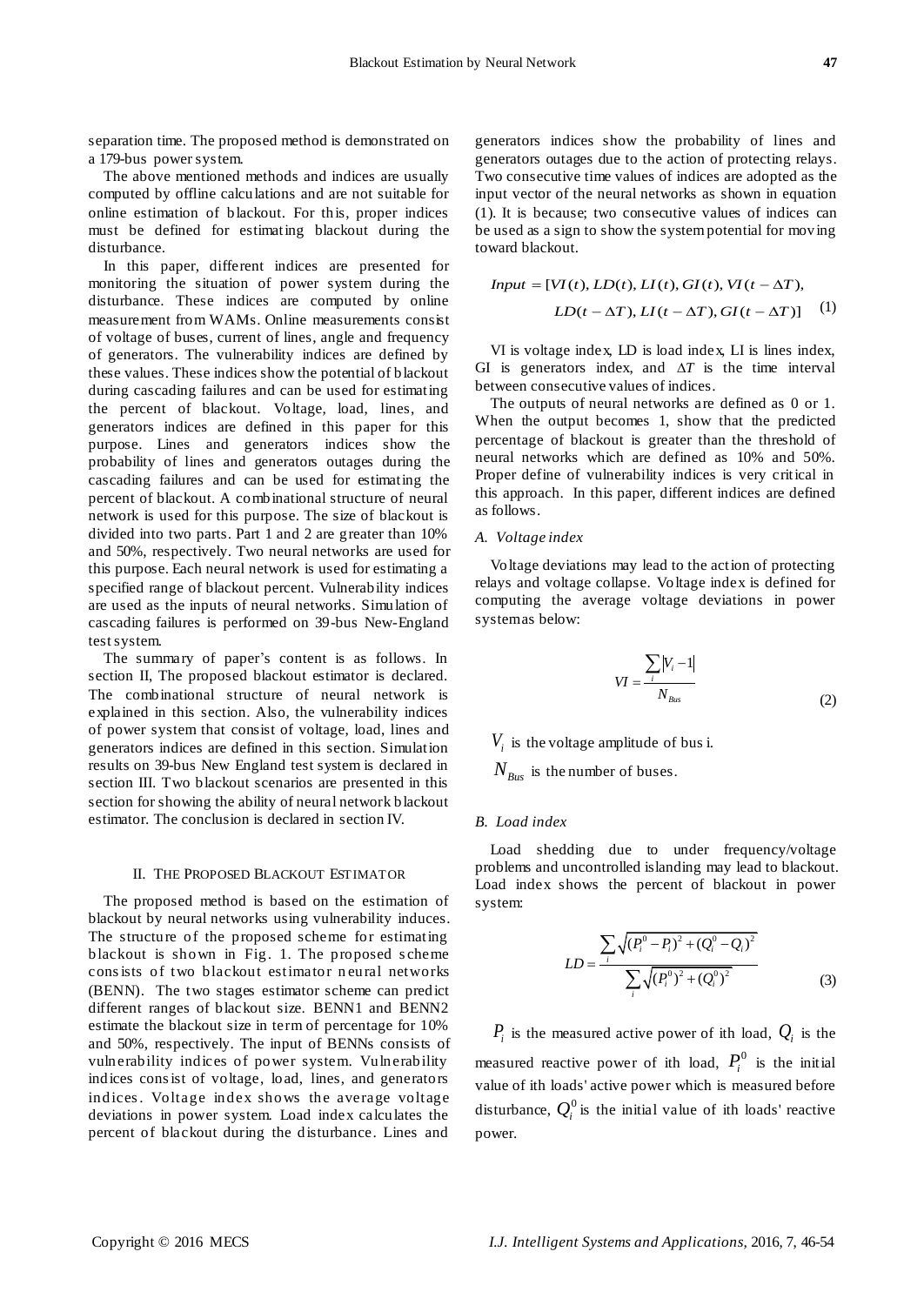separation time. The proposed method is demonstrated on a 179-bus power system.

The above mentioned methods and indices are usually computed by offline calculations and are not suitable for online estimation of blackout. For this, proper indices must be defined for estimating blackout during the disturbance.

In this paper, different indices are presented for monitoring the situation of power system during the disturbance. These indices are computed by online measurement from WAMs. Online measurements consist of voltage of buses, current of lines, angle and frequency of generators. The vulnerability indices are defined by these values. These indices show the potential of blackout during cascading failures and can be used for estimating the percent of blackout. Voltage, load, lines, and generators indices are defined in this paper for this purpose. Lines and generators indices show the probability of lines and generators outages during the cascading failures and can be used for estimating the percent of blackout. A combinational structure of neural network is used for this purpose. The size of blackout is divided into two parts. Part 1 and 2 are greater than 10% and 50%, respectively. Two neural networks are used for this purpose. Each neural network is used for estimating a specified range of blackout percent. Vulnerability indices are used as the inputs of neural networks. Simulation of cascading failures is performed on 39-bus New-England test system.

The summary of paper's content is as follows. In section II, The proposed blackout estimator is declared. The combinational structure of neural network is explained in this section. Also, the vulnerability indices of power system that consist of voltage, load, lines and generators indices are defined in this section. Simulation results on 39-bus New England test system is declared in section III. Two blackout scenarios are presented in this section for showing the ability of neural network blackout estimator. The conclusion is declared in section IV.

## II. The Proposed Blackout Estimator

The proposed method is based on the estimation of blackout by neural networks using vulnerability induces. The structure of the proposed scheme for estimating blackout is shown in Fig. 1. The proposed scheme consists of two blackout estimator neural networks (BENN). The two stages estimator scheme can predict different ranges of blackout size. BENN1 and BENN2 estimate the blackout size in term of percentage for 10% and 50%, respectively. The input of BENNs consists of vulnerability indices of power system. Vulnerability indices consist of voltage, load, lines, and generators indices. Voltage index shows the average voltage deviations in power system. Load index calculates the percent of blackout during the disturbance. Lines and generators indices show the probability of lines and generators outages due to the action of protecting relays. Two consecutive time values of indices are adopted as the input vector of the neural networks as shown in equation (1). It is because; two consecutive values of indices can be used as a sign to show the system potential for moving toward blackout.

$$Input = [VI(t), LD(t), LI(t), GI(t), VI(t-\Delta T), \\ LD(t-\Delta T), LI(t-\Delta T), GI(t-\Delta T)] \quad (1)$$

VI is voltage index, LD is load index, LI is lines index, GI is generators index, and $\Delta T$ is the time interval between consecutive values of indices.

The outputs of neural networks are defined as 0 or 1. When the output becomes 1, show that the predicted percentage of blackout is greater than the threshold of neural networks which are defined as 10% and 50%. Proper define of vulnerability indices is very critical in this approach. In this paper, different indices are defined as follows.

### *A. Voltage index*

Voltage deviations may lead to the action of protecting relays and voltage collapse. Voltage index is defined for computing the average voltage deviations in power system as below:

$$VI = \frac{\sum_i |V_i - 1|}{N_{Bus}} \quad (2)$$

$V_i$ is the voltage amplitude of bus i.

$N_{Bus}$ is the number of buses.

### *B. Load index*

Load shedding due to under frequency/voltage problems and uncontrolled islanding may lead to blackout. Load index shows the percent of blackout in power system:

$$LD = \frac{\sum_i \sqrt{(P_i^0 - P_i)^2 + (Q_i^0 - Q_i)^2}}{\sum_i \sqrt{(P_i^0)^2 + (Q_i^0)^2}} \quad (3)$$

$P_i$ is the measured active power of ith load, $Q_i$ is the measured reactive power of ith load, $P_i^0$ is the initial value of ith loads' active power which is measured before disturbance, $Q_i^0$ is the initial value of ith loads' reactive power.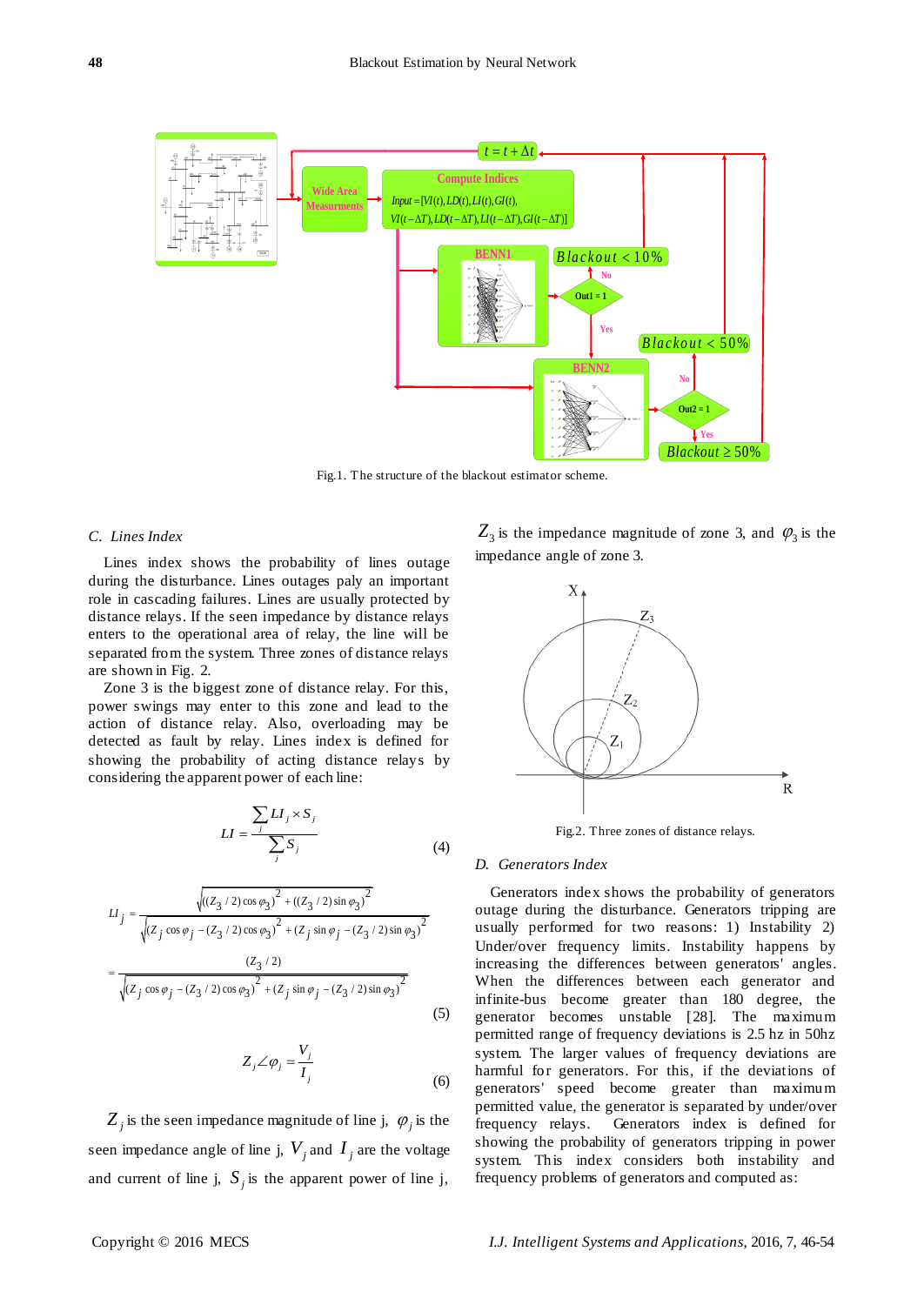Fig.1. The structure of the blackout estimator scheme.

### C. Lines Index

Lines index shows the probability of lines outage during the disturbance. Lines outages paly an important role in cascading failures. Lines are usually protected by distance relays. If the seen impedance by distance relays enters to the operational area of relay, the line will be separated from the system. Three zones of distance relays are shown in Fig. 2.

Zone 3 is the biggest zone of distance relay. For this, power swings may enter to this zone and lead to the action of distance relay. Also, overloading may be detected as fault by relay. Lines index is defined for showing the probability of acting distance relays by considering the apparent power of each line:

$$LI = \frac{\sum_j LI_j \times S_j}{\sum_j S_j} \tag{4}$$

$$LI_j = \frac{\sqrt{((Z_3/2)\cos\varphi_3)^2 + ((Z_3/2)\sin\varphi_3)^2}}{\sqrt{(Z_j\cos\varphi_j - (Z_3/2)\cos\varphi_3)^2 + (Z_j\sin\varphi_j - (Z_3/2)\sin\varphi_3)^2}}$$
$$= \frac{(Z_3/2)}{\sqrt{(Z_j\cos\varphi_j - (Z_3/2)\cos\varphi_3)^2 + (Z_j\sin\varphi_j - (Z_3/2)\sin\varphi_3)^2}} \tag{5}$$

$$Z_j \angle \varphi_j = \frac{V_j}{I_j} \tag{6}$$

$Z_j$ is the seen impedance magnitude of line j, $\varphi_j$ is the seen impedance angle of line j, $V_j$ and $I_j$ are the voltage and current of line j, $S_j$ is the apparent power of line j, $Z_3$ is the impedance magnitude of zone 3, and $\varphi_3$ is the impedance angle of zone 3.

Fig.2. Three zones of distance relays.

### D. Generators Index

Generators index shows the probability of generators outage during the disturbance. Generators tripping are usually performed for two reasons: 1) Instability 2) Under/over frequency limits. Instability happens by increasing the differences between generators' angles. When the differences between each generator and infinite-bus become greater than 180 degree, the generator becomes unstable [28]. The maximum permitted range of frequency deviations is 2.5 hz in 50hz system. The larger values of frequency deviations are harmful for generators. For this, if the deviations of generators' speed become greater than maximum permitted value, the generator is separated by under/over frequency relays. Generators index is defined for showing the probability of generators tripping in power system. This index considers both instability and frequency problems of generators and computed as: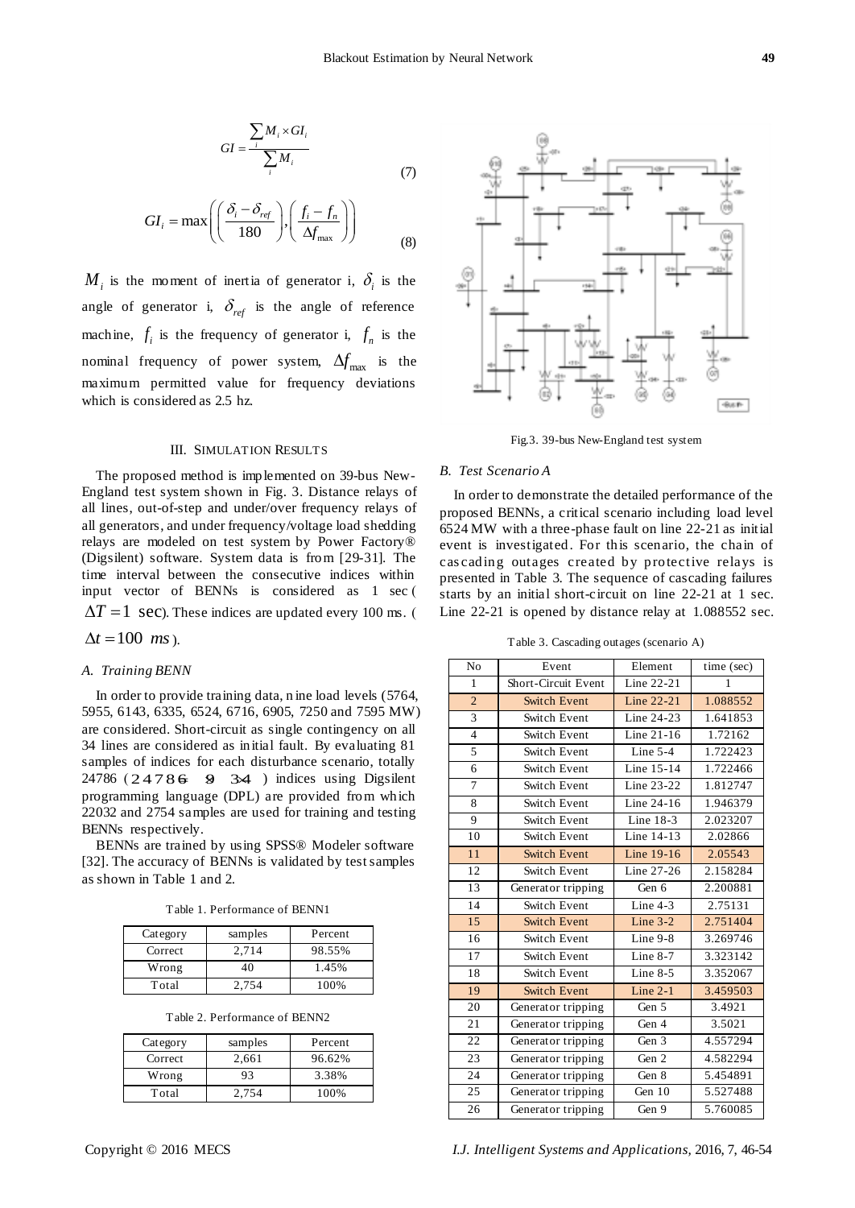$$GI = \frac{\sum_i M_i \times GI_i}{\sum_i M_i} \tag{7}$$

$$GI_i = \max\left(\left(\frac{\delta_i - \delta_{ref}}{180}\right), \left(\frac{f_i - f_n}{\Delta f_{max}}\right)\right) \tag{8}$$

$M_i$ is the moment of inertia of generator i, $\delta_i$ is the angle of generator i, $\delta_{ref}$ is the angle of reference machine, $f_i$ is the frequency of generator i, $f_n$ is the nominal frequency of power system, $\Delta f_{max}$ is the maximum permitted value for frequency deviations which is considered as 2.5 hz.

## III. Simulation Results

The proposed method is implemented on 39-bus New-England test system shown in Fig. 3. Distance relays of all lines, out-of-step and under/over frequency relays of all generators, and under frequency/voltage load shedding relays are modeled on test system by Power Factory® (Digsilent) software. System data is from [29-31]. The time interval between the consecutive indices within input vector of BENNs is considered as 1 sec ( $\Delta T = 1$ sec). These indices are updated every 100 ms. ( $\Delta t = 100$ $ms$ ).

### A. Training BENN

In order to provide training data, nine load levels (5764, 5955, 6143, 6335, 6524, 6716, 6905, 7250 and 7595 MW) are considered. Short-circuit as single contingency on all 34 lines are considered as initial fault. By evaluating 81 samples of indices for each disturbance scenario, totally 24786 ( $24786 = 9 \times 34$ ) indices using Digsilent programming language (DPL) are provided from which 22032 and 2754 samples are used for training and testing BENNs respectively.

BENNs are trained by using SPSS® Modeler software [32]. The accuracy of BENNs is validated by test samples as shown in Table 1 and 2.

Table 1. Performance of BENN1

| Category | samples | Percent |
|---|---|---|
| Correct | 2,714 | 98.55% |
| Wrong | 40 | 1.45% |
| Total | 2,754 | 100% |

Table 2. Performance of BENN2

| Category | samples | Percent |
|---|---|---|
| Correct | 2,661 | 96.62% |
| Wrong | 93 | 3.38% |
| Total | 2,754 | 100% |

Fig.3. 39-bus New-England test system

### B. Test Scenario A

In order to demonstrate the detailed performance of the proposed BENNs, a critical scenario including load level 6524 MW with a three-phase fault on line 22-21 as initial event is investigated. For this scenario, the chain of cascading outages created by protective relays is presented in Table 3. The sequence of cascading failures starts by an initial short-circuit on line 22-21 at 1 sec. Line 22-21 is opened by distance relay at 1.088552 sec.

Table 3. Cascading outages (scenario A)

| No | Event | Element | time (sec) |
|---|---|---|---|
| 1 | Short-Circuit Event | Line 22-21 | 1 |
| 2 | Switch Event | Line 22-21 | 1.088552 |
| 3 | Switch Event | Line 24-23 | 1.641853 |
| 4 | Switch Event | Line 21-16 | 1.72162 |
| 5 | Switch Event | Line 5-4 | 1.722423 |
| 6 | Switch Event | Line 15-14 | 1.722466 |
| 7 | Switch Event | Line 23-22 | 1.812747 |
| 8 | Switch Event | Line 24-16 | 1.946379 |
| 9 | Switch Event | Line 18-3 | 2.023207 |
| 10 | Switch Event | Line 14-13 | 2.02866 |
| 11 | Switch Event | Line 19-16 | 2.05543 |
| 12 | Switch Event | Line 27-26 | 2.158284 |
| 13 | Generator tripping | Gen 6 | 2.200881 |
| 14 | Switch Event | Line 4-3 | 2.75131 |
| 15 | Switch Event | Line 3-2 | 2.751404 |
| 16 | Switch Event | Line 9-8 | 3.269746 |
| 17 | Switch Event | Line 8-7 | 3.323142 |
| 18 | Switch Event | Line 8-5 | 3.352067 |
| 19 | Switch Event | Line 2-1 | 3.459503 |
| 20 | Generator tripping | Gen 5 | 3.4921 |
| 21 | Generator tripping | Gen 4 | 3.5021 |
| 22 | Generator tripping | Gen 3 | 4.557294 |
| 23 | Generator tripping | Gen 2 | 4.582294 |
| 24 | Generator tripping | Gen 8 | 5.454891 |
| 25 | Generator tripping | Gen 10 | 5.527488 |
| 26 | Generator tripping | Gen 9 | 5.760085 |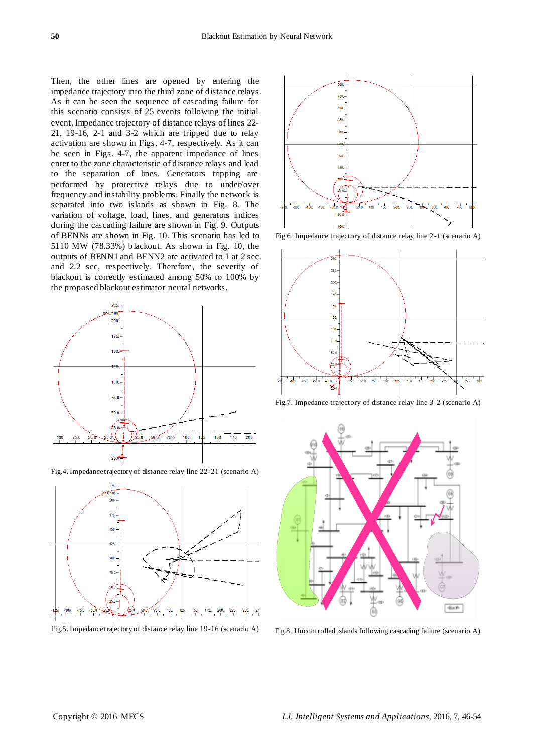Then, the other lines are opened by entering the impedance trajectory into the third zone of distance relays. As it can be seen the sequence of cascading failure for this scenario consists of 25 events following the initial event. Impedance trajectory of distance relays of lines 22-21, 19-16, 2-1 and 3-2 which are tripped due to relay activation are shown in Figs. 4-7, respectively. As it can be seen in Figs. 4-7, the apparent impedance of lines enter to the zone characteristic of distance relays and lead to the separation of lines. Generators tripping are performed by protective relays due to under/over frequency and instability problems. Finally the network is separated into two islands as shown in Fig. 8. The variation of voltage, load, lines, and generators indices during the cascading failure are shown in Fig. 9. Outputs of BENNs are shown in Fig. 10. This scenario has led to 5110 MW (78.33%) blackout. As shown in Fig. 10, the outputs of BENN1 and BENN2 are activated to 1 at 2 sec. and 2.2 sec, respectively. Therefore, the severity of blackout is correctly estimated among 50% to 100% by the proposed blackout estimator neural networks.

Fig.4. Impedance trajectory of distance relay line 22-21 (scenario A)

Fig.5. Impedance trajectory of distance relay line 19-16 (scenario A)

Fig.6. Impedance trajectory of distance relay line 2-1 (scenario A)

Fig.7. Impedance trajectory of distance relay line 3-2 (scenario A)

Fig.8. Uncontrolled islands following cascading failure (scenario A)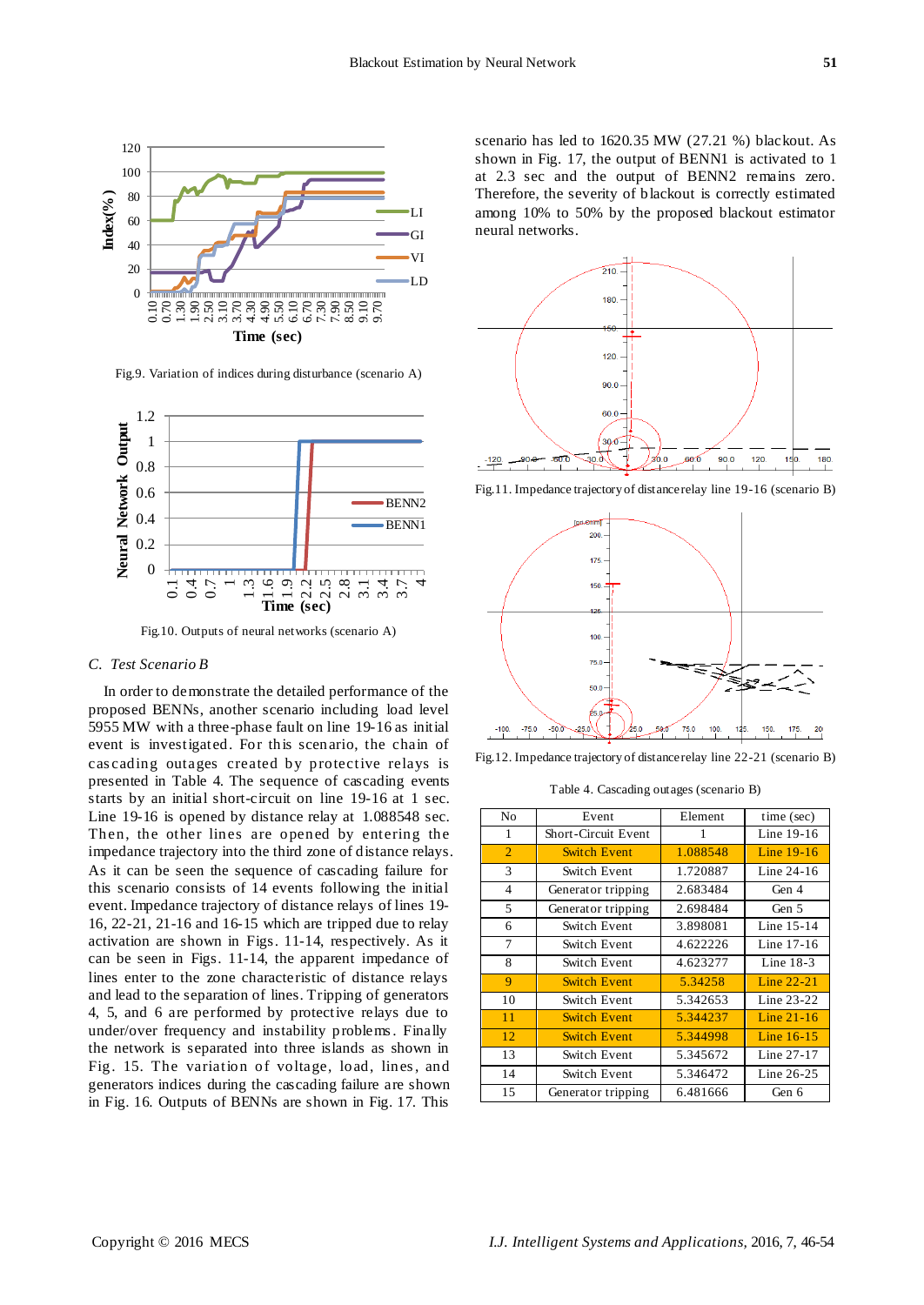Fig.9. Variation of indices during disturbance (scenario A)

Fig.10. Outputs of neural networks (scenario A)

### C. Test Scenario B

In order to demonstrate the detailed performance of the proposed BENNs, another scenario including load level 5955 MW with a three-phase fault on line 19-16 as initial event is investigated. For this scenario, the chain of cascading outages created by protective relays is presented in Table 4. The sequence of cascading events starts by an initial short-circuit on line 19-16 at 1 sec. Line 19-16 is opened by distance relay at 1.088548 sec. Then, the other lines are opened by entering the impedance trajectory into the third zone of distance relays. As it can be seen the sequence of cascading failure for this scenario consists of 14 events following the initial event. Impedance trajectory of distance relays of lines 19-16, 22-21, 21-16 and 16-15 which are tripped due to relay activation are shown in Figs. 11-14, respectively. As it can be seen in Figs. 11-14, the apparent impedance of lines enter to the zone characteristic of distance relays and lead to the separation of lines. Tripping of generators 4, 5, and 6 are performed by protective relays due to under/over frequency and instability problems. Finally the network is separated into three islands as shown in Fig. 15. The variation of voltage, load, lines, and generators indices during the cascading failure are shown in Fig. 16. Outputs of BENNs are shown in Fig. 17. This scenario has led to 1620.35 MW (27.21 %) blackout. As shown in Fig. 17, the output of BENN1 is activated to 1 at 2.3 sec and the output of BENN2 remains zero. Therefore, the severity of blackout is correctly estimated among 10% to 50% by the proposed blackout estimator neural networks.

Fig.11. Impedance trajectory of distance relay line 19-16 (scenario B)

Fig.12. Impedance trajectory of distance relay line 22-21 (scenario B)

Table 4. Cascading outages (scenario B)

| No | Event | Element | time (sec) |
|---|---|---|---|
| 1 | Short-Circuit Event | 1 | Line 19-16 |
| 2 | Switch Event | 1.088548 | Line 19-16 |
| 3 | Switch Event | 1.720887 | Line 24-16 |
| 4 | Generator tripping | 2.683484 | Gen 4 |
| 5 | Generator tripping | 2.698484 | Gen 5 |
| 6 | Switch Event | 3.898081 | Line 15-14 |
| 7 | Switch Event | 4.622226 | Line 17-16 |
| 8 | Switch Event | 4.623277 | Line 18-3 |
| 9 | Switch Event | 5.34258 | Line 22-21 |
| 10 | Switch Event | 5.342653 | Line 23-22 |
| 11 | Switch Event | 5.344237 | Line 21-16 |
| 12 | Switch Event | 5.344998 | Line 16-15 |
| 13 | Switch Event | 5.345672 | Line 27-17 |
| 14 | Switch Event | 5.346472 | Line 26-25 |
| 15 | Generator tripping | 6.481666 | Gen 6 |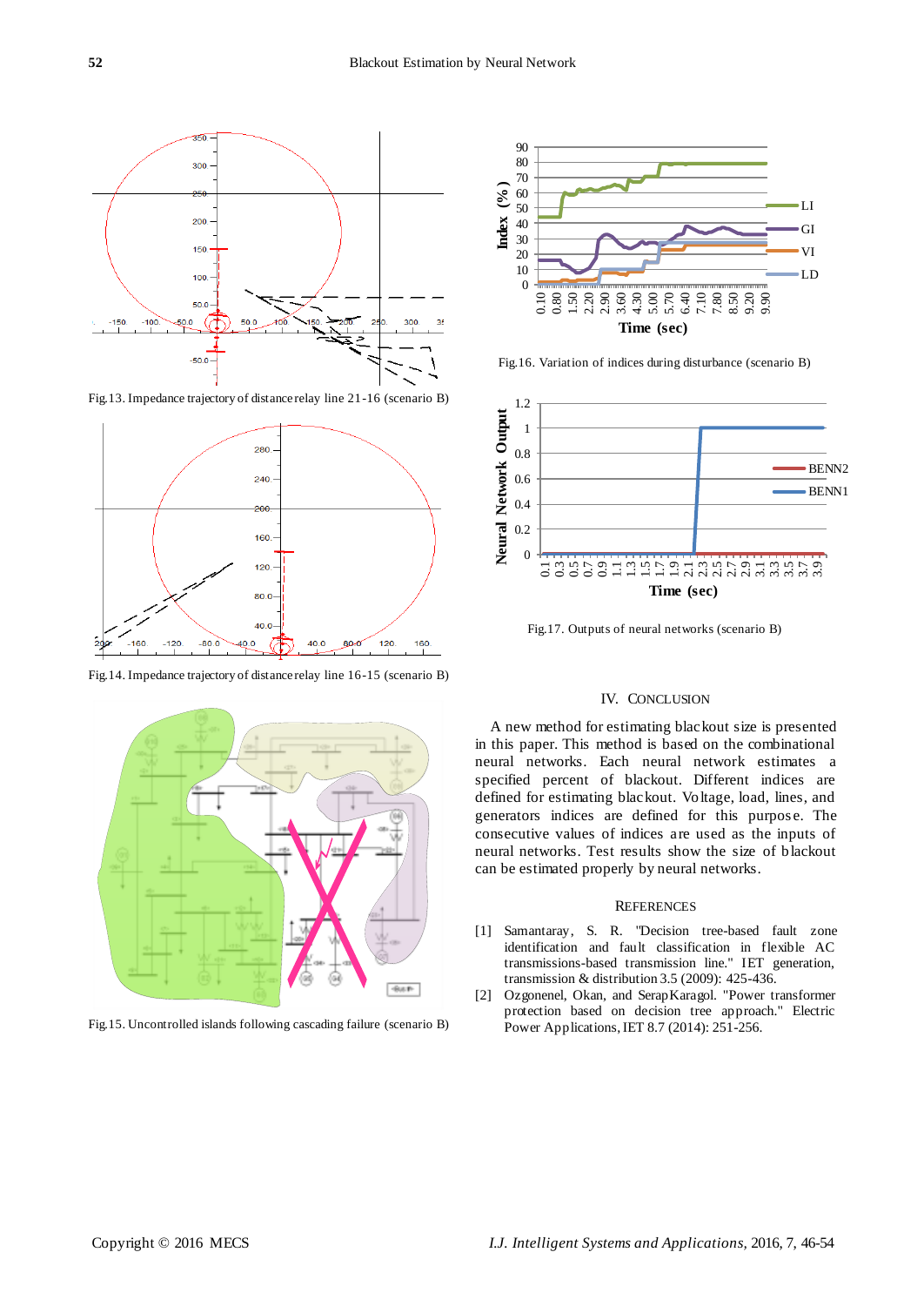Fig.13. Impedance trajectory of distance relay line 21-16 (scenario B)

Fig.14. Impedance trajectory of distance relay line 16-15 (scenario B)

Fig.15. Uncontrolled islands following cascading failure (scenario B)

Fig.16. Variation of indices during disturbance (scenario B)

Fig.17. Outputs of neural networks (scenario B)

## IV. Conclusion

A new method for estimating blackout size is presented in this paper. This method is based on the combinational neural networks. Each neural network estimates a specified percent of blackout. Different indices are defined for estimating blackout. Voltage, load, lines, and generators indices are defined for this purpose. The consecutive values of indices are used as the inputs of neural networks. Test results show the size of blackout can be estimated properly by neural networks.

## References

[1] Samantaray, S. R. "Decision tree-based fault zone identification and fault classification in flexible AC transmissions-based transmission line." IET generation, transmission & distribution 3.5 (2009): 425-436.

[2] Ozgonenel, Okan, and Serap Karagol. "Power transformer protection based on decision tree approach." Electric Power Applications, IET 8.7 (2014): 251-256.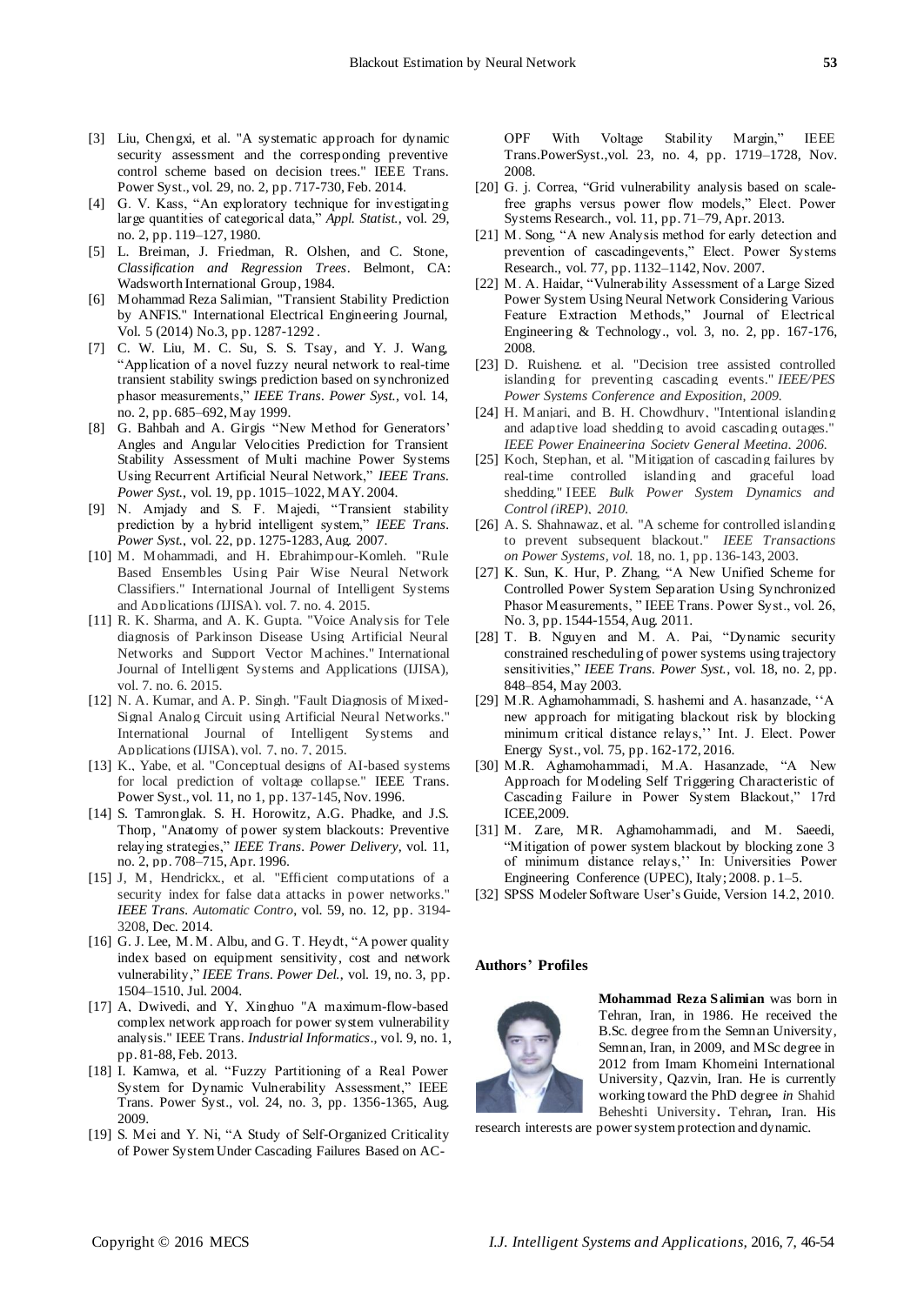[3] Liu, Chengxi, et al. "A systematic approach for dynamic security assessment and the corresponding preventive control scheme based on decision trees." IEEE Trans. Power Syst., vol. 29, no. 2, pp. 717-730, Feb. 2014.

[4] G. V. Kass, "An exploratory technique for investigating large quantities of categorical data," *Appl. Statist.*, vol. 29, no. 2, pp. 119–127, 1980.

[5] L. Breiman, J. Friedman, R. Olshen, and C. Stone, *Classification and Regression Trees*. Belmont, CA: Wadsworth International Group, 1984.

[6] Mohammad Reza Salimian, "Transient Stability Prediction by ANFIS." International Electrical Engineering Journal, Vol. 5 (2014) No.3, pp. 1287-1292 .

[7] C. W. Liu, M. C. Su, S. S. Tsay, and Y. J. Wang, "Application of a novel fuzzy neural network to real-time transient stability swings prediction based on synchronized phasor measurements," *IEEE Trans. Power Syst.*, vol. 14, no. 2, pp. 685–692, May 1999.

[8] G. Bahbah and A. Girgis "New Method for Generators' Angles and Angular Velocities Prediction for Transient Stability Assessment of Multi machine Power Systems Using Recurrent Artificial Neural Network," *IEEE Trans. Power Syst.*, vol. 19, pp. 1015–1022, MAY. 2004.

[9] N. Amjady and S. F. Majedi, "Transient stability prediction by a hybrid intelligent system," *IEEE Trans. Power Syst.*, vol. 22, pp. 1275-1283, Aug. 2007.

[10] M. Mohammadi, and H. Ebrahimpour-Komleh. "Rule Based Ensembles Using Pair Wise Neural Network Classifiers." International Journal of Intelligent Systems and Applications (IJISA), vol. 7, no. 4, 2015.

[11] R. K. Sharma, and A. K. Gupta. "Voice Analysis for Tele diagnosis of Parkinson Disease Using Artificial Neural Networks and Support Vector Machines." International Journal of Intelligent Systems and Applications (IJISA), vol. 7, no. 6, 2015.

[12] N. A. Kumar, and A. P. Singh. "Fault Diagnosis of Mixed-Signal Analog Circuit using Artificial Neural Networks." International Journal of Intelligent Systems and Applications (IJISA), vol. 7, no. 7, 2015.

[13] K., Yabe, et al. "Conceptual designs of AI-based systems for local prediction of voltage collapse." IEEE Trans. Power Syst., vol. 11, no 1, pp. 137-145, Nov. 1996.

[14] S. Tamronglak. S. H. Horowitz, A.G. Phadke, and J.S. Thorp, "Anatomy of power system blackouts: Preventive relaying strategies," *IEEE Trans. Power Delivery*, vol. 11, no. 2, pp. 708–715, Apr. 1996.

[15] J, M, Hendrickx., et al. "Efficient computations of a security index for false data attacks in power networks." *IEEE Trans. Automatic Contro*, vol. 59, no. 12, pp. 3194-3208, Dec. 2014.

[16] G. J. Lee, M. M. Albu, and G. T. Heydt, "A power quality index based on equipment sensitivity, cost and network vulnerability," *IEEE Trans. Power Del.,* vol. 19, no. 3, pp. 1504–1510, Jul. 2004.

[17] A, Dwivedi, and Y, Xinghuo "A maximum-flow-based complex network approach for power system vulnerability analysis." IEEE Trans. *Industrial Informatics*., vol. 9, no. 1, pp. 81-88, Feb. 2013.

[18] I. Kamwa, et al. "Fuzzy Partitioning of a Real Power System for Dynamic Vulnerability Assessment," IEEE Trans. Power Syst., vol. 24, no. 3, pp. 1356-1365, Aug. 2009.

[19] S. Mei and Y. Ni, "A Study of Self-Organized Criticality of Power System Under Cascading Failures Based on AC-OPF With Voltage Stability Margin," IEEE Trans.PowerSyst.,vol. 23, no. 4, pp. 1719–1728, Nov. 2008.

[20] G. j. Correa, "Grid vulnerability analysis based on scale-free graphs versus power flow models," Elect. Power Systems Research., vol. 11, pp. 71–79, Apr. 2013.

[21] M. Song, "A new Analysis method for early detection and prevention of cascadingevents," Elect. Power Systems Research., vol. 77, pp. 1132–1142, Nov. 2007.

[22] M. A. Haidar, "Vulnerability Assessment of a Large Sized Power System Using Neural Network Considering Various Feature Extraction Methods," Journal of Electrical Engineering & Technology., vol. 3, no. 2, pp. 167-176, 2008.

[23] D. Ruisheng. et al. "Decision tree assisted controlled islanding for preventing cascading events." *IEEE/PES Power Systems Conference and Exposition, 2009.*

[24] H. Manjari, and B. H. Chowdhury, "Intentional islanding and adaptive load shedding to avoid cascading outages." *IEEE Power Engineering Society General Meeting, 2006.*

[25] Koch, Stephan, et al. "Mitigation of cascading failures by real-time controlled islanding and graceful load shedding." IEEE *Bulk Power System Dynamics and Control (iREP), 2010.*

[26] A. S. Shahnawaz, et al. "A scheme for controlled islanding to prevent subsequent blackout." *IEEE Transactions on Power Systems, vol.* 18, no. 1, pp. 136-143, 2003.

[27] K. Sun, K. Hur, P. Zhang, "A New Unified Scheme for Controlled Power System Separation Using Synchronized Phasor Measurements, " IEEE Trans. Power Syst., vol. 26, No. 3, pp. 1544-1554, Aug. 2011.

[28] T. B. Nguyen and M. A. Pai, "Dynamic security constrained rescheduling of power systems using trajectory sensitivities," *IEEE Trans. Power Syst.*, vol. 18, no. 2, pp. 848–854, May 2003.

[29] M.R. Aghamohammadi, S. hashemi and A. hasanzade, ''A new approach for mitigating blackout risk by blocking minimum critical distance relays,'' Int. J. Elect. Power Energy Syst., vol. 75, pp. 162-172, 2016.

[30] M.R. Aghamohammadi, M.A. Hasanzade, "A New Approach for Modeling Self Triggering Characteristic of Cascading Failure in Power System Blackout," 17rd ICEE,2009.

[31] M. Zare, MR. Aghamohammadi, and M. Saeedi, "Mitigation of power system blackout by blocking zone 3 of minimum distance relays,'' In: Universities Power Engineering Conference (UPEC), Italy; 2008. p. 1–5.

[32] SPSS Modeler Software User's Guide, Version 14.2, 2010.

### Authors' Profiles

**Mohammad Reza Salimian** was born in Tehran, Iran, in 1986. He received the B.Sc. degree from the Semnan University, Semnan, Iran, in 2009, and MSc degree in 2012 from Imam Khomeini International University, Qazvin, Iran. He is currently working toward the PhD degree *in* Shahid Beheshti University**.** Tehran**,** Iran. His research interests are power system protection and dynamic.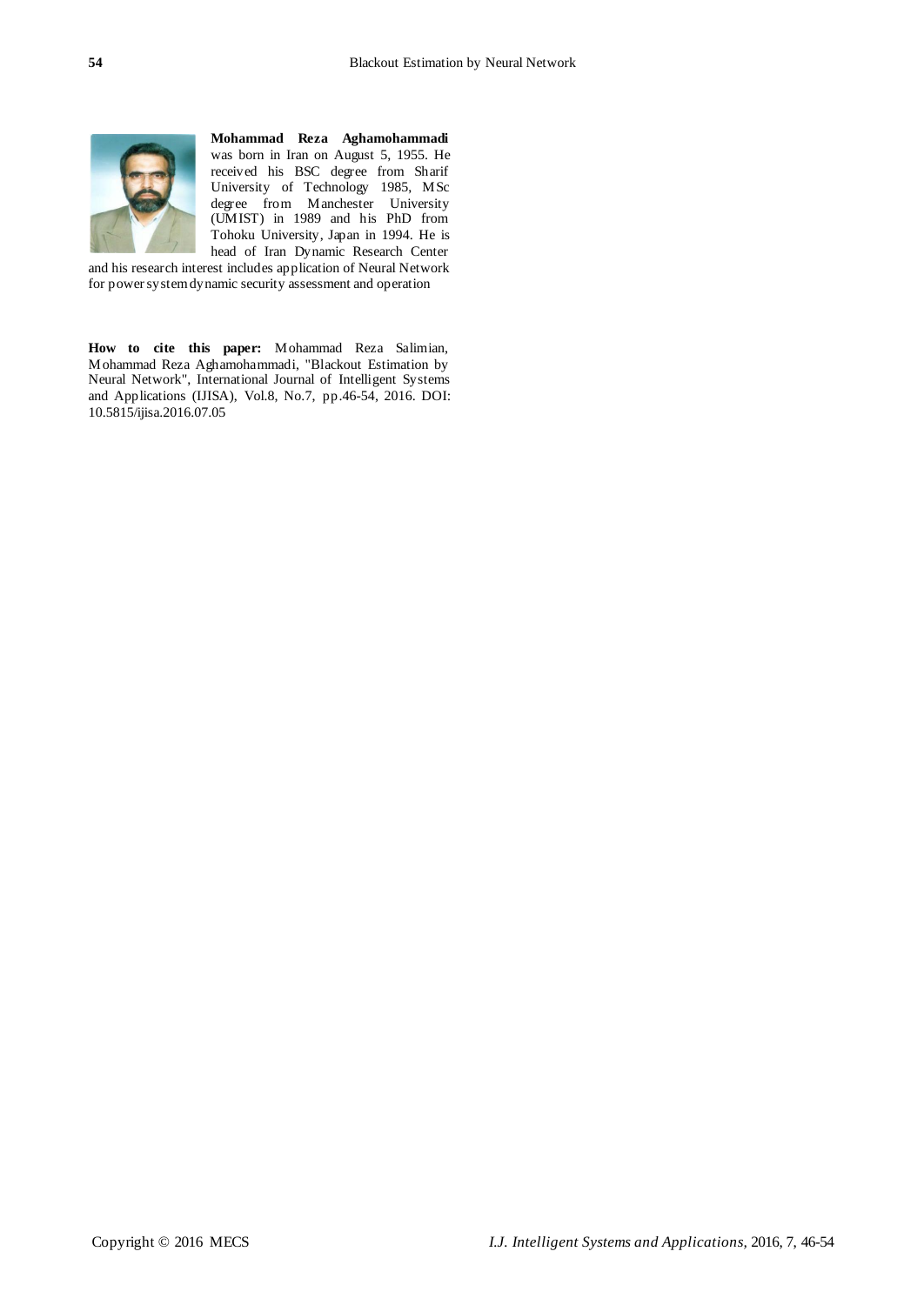**Mohammad Reza Aghamohammadi** was born in Iran on August 5, 1955. He received his BSC degree from Sharif University of Technology 1985, MSc degree from Manchester University (UMIST) in 1989 and his PhD from Tohoku University, Japan in 1994. He is head of Iran Dynamic Research Center and his research interest includes application of Neural Network for power system dynamic security assessment and operation

**How to cite this paper:** Mohammad Reza Salimian, Mohammad Reza Aghamohammadi, "Blackout Estimation by Neural Network", International Journal of Intelligent Systems and Applications (IJISA), Vol.8, No.7, pp.46-54, 2016. DOI: 10.5815/ijisa.2016.07.05